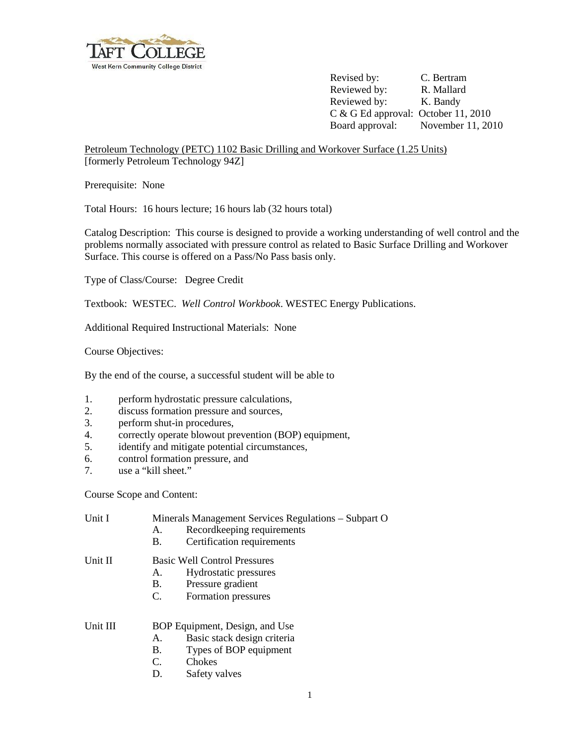Taft College
West Kern Community College District

Revised by: C. Bertram
Reviewed by: R. Mallard
Reviewed by: K. Bandy
C & G Ed approval: October 11, 2010
Board approval: November 11, 2010

Petroleum Technology (PETC) 1102 Basic Drilling and Workover Surface (1.25 Units)
[formerly Petroleum Technology 94Z]

Prerequisite: None

Total Hours: 16 hours lecture; 16 hours lab (32 hours total)

Catalog Description: This course is designed to provide a working understanding of well control and the problems normally associated with pressure control as related to Basic Surface Drilling and Workover Surface. This course is offered on a Pass/No Pass basis only.

Type of Class/Course: Degree Credit

Textbook: WESTEC. *Well Control Workbook*. WESTEC Energy Publications.

Additional Required Instructional Materials: None

Course Objectives:

By the end of the course, a successful student will be able to

1. perform hydrostatic pressure calculations,
2. discuss formation pressure and sources,
3. perform shut-in procedures,
4. correctly operate blowout prevention (BOP) equipment,
5. identify and mitigate potential circumstances,
6. control formation pressure, and
7. use a "kill sheet."

Course Scope and Content:

Unit I Minerals Management Services Regulations – Subpart O
- A. Recordkeeping requirements
- B. Certification requirements

Unit II Basic Well Control Pressures
- A. Hydrostatic pressures
- B. Pressure gradient
- C. Formation pressures

Unit III BOP Equipment, Design, and Use
- A. Basic stack design criteria
- B. Types of BOP equipment
- C. Chokes
- D. Safety valves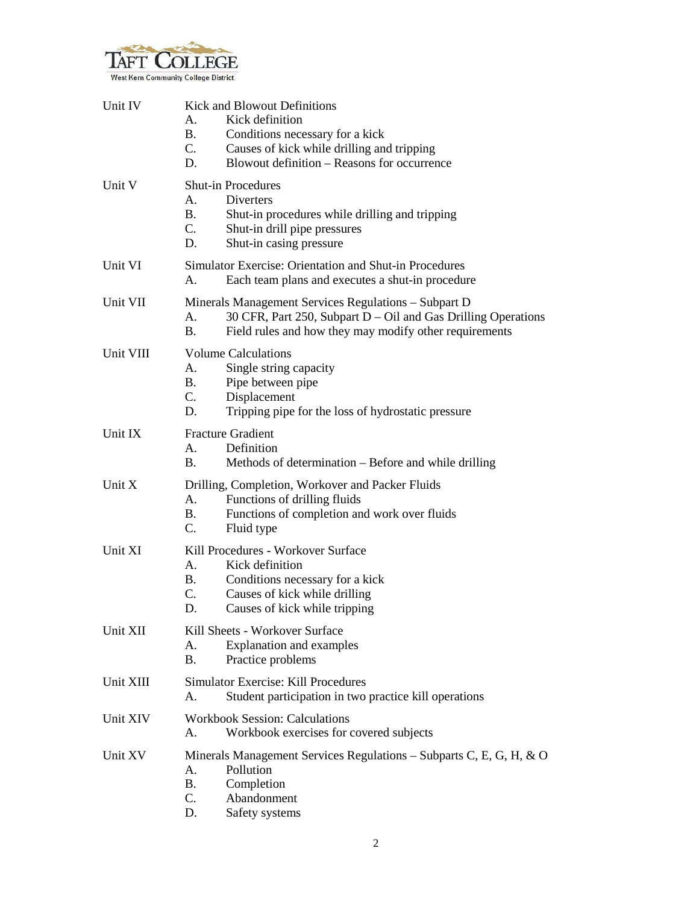Unit IV Kick and Blowout Definitions

- A. Kick definition
- B. Conditions necessary for a kick
- C. Causes of kick while drilling and tripping
- D. Blowout definition – Reasons for occurrence

Unit V Shut-in Procedures

- A. Diverters
- B. Shut-in procedures while drilling and tripping
- C. Shut-in drill pipe pressures
- D. Shut-in casing pressure

Unit VI Simulator Exercise: Orientation and Shut-in Procedures

- A. Each team plans and executes a shut-in procedure

Unit VII Minerals Management Services Regulations – Subpart D

- A. 30 CFR, Part 250, Subpart D – Oil and Gas Drilling Operations
- B. Field rules and how they may modify other requirements

Unit VIII Volume Calculations

- A. Single string capacity
- B. Pipe between pipe
- C. Displacement
- D. Tripping pipe for the loss of hydrostatic pressure

Unit IX Fracture Gradient

- A. Definition
- B. Methods of determination – Before and while drilling

Unit X Drilling, Completion, Workover and Packer Fluids

- A. Functions of drilling fluids
- B. Functions of completion and work over fluids
- C. Fluid type

Unit XI Kill Procedures - Workover Surface

- A. Kick definition
- B. Conditions necessary for a kick
- C. Causes of kick while drilling
- D. Causes of kick while tripping

Unit XII Kill Sheets - Workover Surface

- A. Explanation and examples
- B. Practice problems

Unit XIII Simulator Exercise: Kill Procedures

- A. Student participation in two practice kill operations

Unit XIV Workbook Session: Calculations

- A. Workbook exercises for covered subjects

Unit XV Minerals Management Services Regulations – Subparts C, E, G, H, & O

- A. Pollution
- B. Completion
- C. Abandonment
- D. Safety systems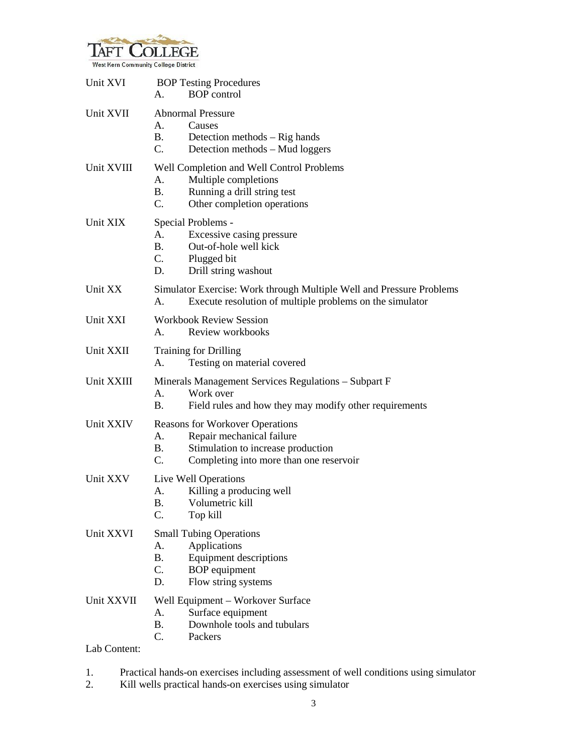Unit XVI BOP Testing Procedures
  A. BOP control

Unit XVII Abnormal Pressure
  A. Causes
  B. Detection methods – Rig hands
  C. Detection methods – Mud loggers

Unit XVIII Well Completion and Well Control Problems
  A. Multiple completions
  B. Running a drill string test
  C. Other completion operations

Unit XIX Special Problems -
  A. Excessive casing pressure
  B. Out-of-hole well kick
  C. Plugged bit
  D. Drill string washout

Unit XX Simulator Exercise: Work through Multiple Well and Pressure Problems
  A. Execute resolution of multiple problems on the simulator

Unit XXI Workbook Review Session
  A. Review workbooks

Unit XXII Training for Drilling
  A. Testing on material covered

Unit XXIII Minerals Management Services Regulations – Subpart F
  A. Work over
  B. Field rules and how they may modify other requirements

Unit XXIV Reasons for Workover Operations
  A. Repair mechanical failure
  B. Stimulation to increase production
  C. Completing into more than one reservoir

Unit XXV Live Well Operations
  A. Killing a producing well
  B. Volumetric kill
  C. Top kill

Unit XXVI Small Tubing Operations
  A. Applications
  B. Equipment descriptions
  C. BOP equipment
  D. Flow string systems

Unit XXVII Well Equipment – Workover Surface
  A. Surface equipment
  B. Downhole tools and tubulars
  C. Packers

Lab Content:

1. Practical hands-on exercises including assessment of well conditions using simulator
2. Kill wells practical hands-on exercises using simulator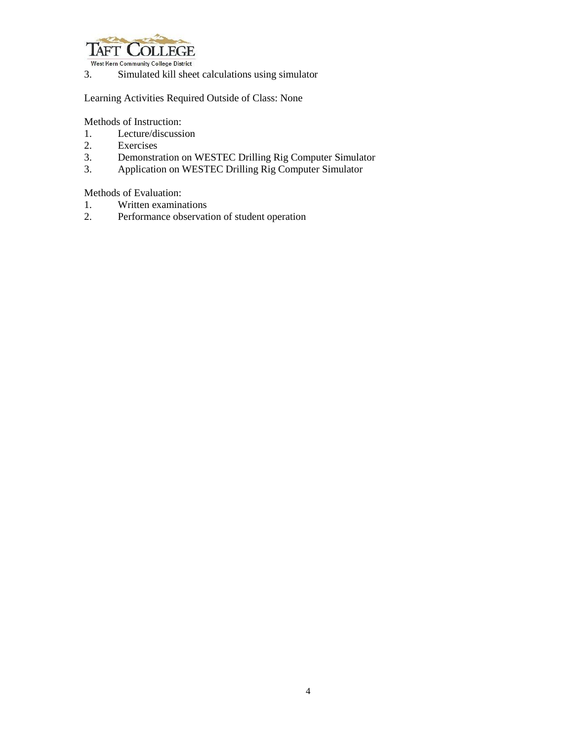3. Simulated kill sheet calculations using simulator

Learning Activities Required Outside of Class: None

Methods of Instruction:

1. Lecture/discussion
2. Exercises
3. Demonstration on WESTEC Drilling Rig Computer Simulator
3. Application on WESTEC Drilling Rig Computer Simulator

Methods of Evaluation:

1. Written examinations
2. Performance observation of student operation